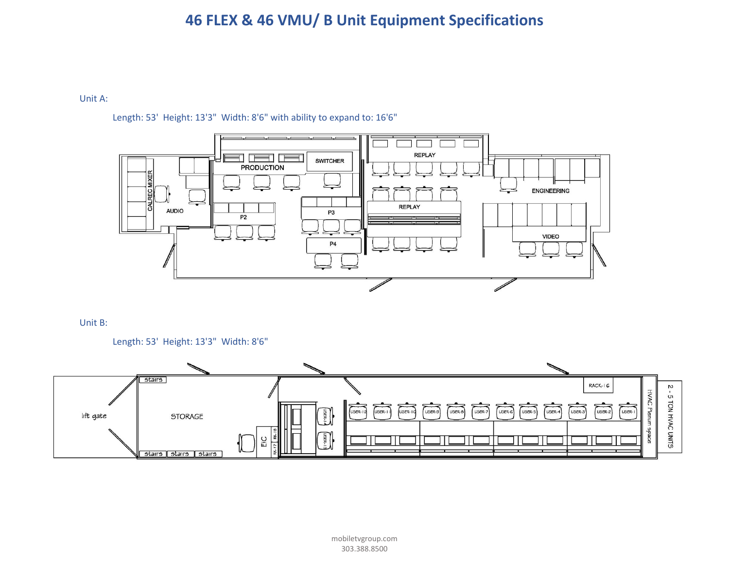# 46 FLEX & 46 VMU/ B Unit Equipment Specifications

Unit A:

Length: 53'  Height: 13'3"  Width: 8'6" with ability to expand to: 16'6"

Unit B:

Length: 53'  Height: 13'3"  Width: 8'6"

mobiletvgroup.com
303.388.8500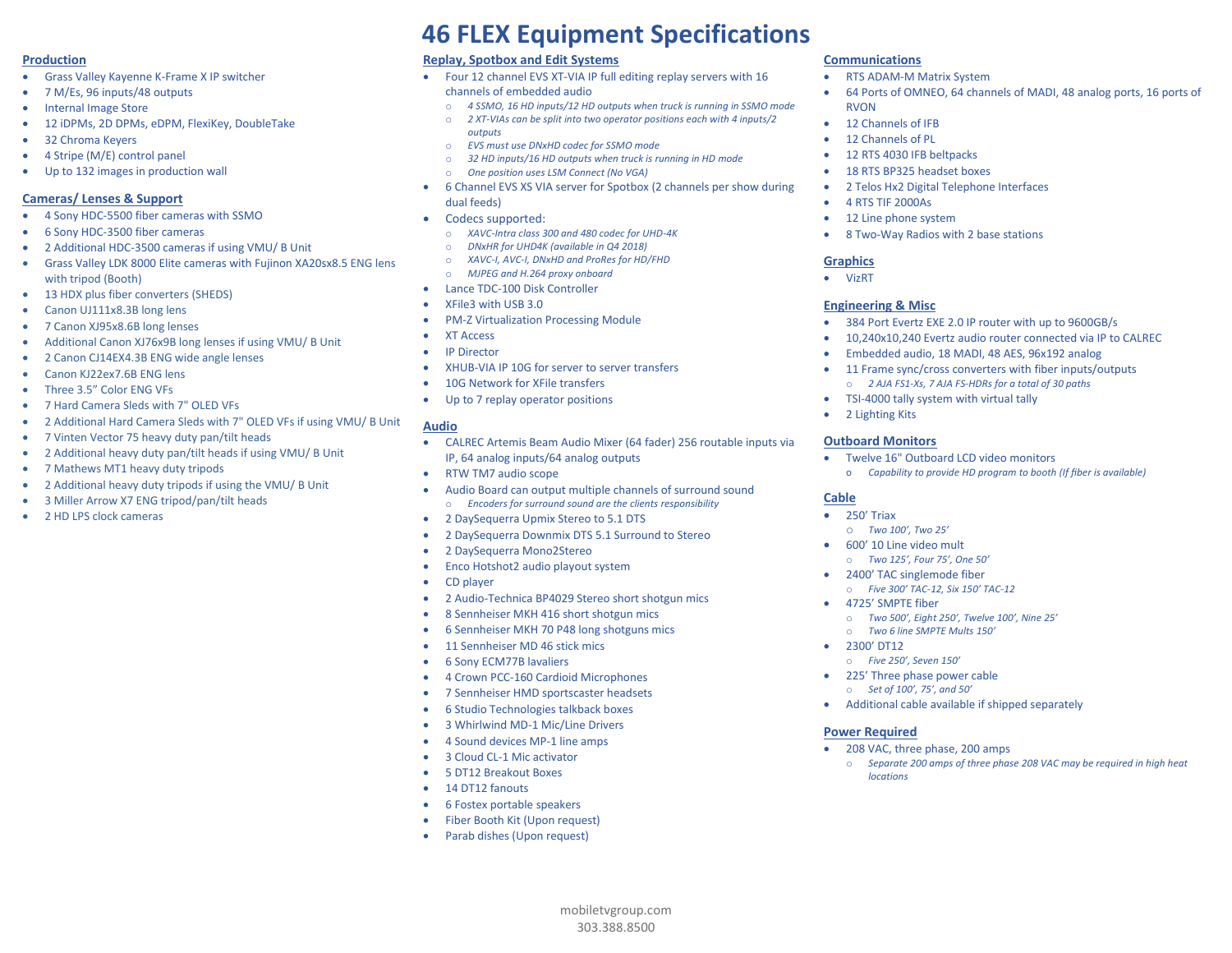# 46 FLEX Equipment Specifications

## Production

- Grass Valley Kayenne K-Frame X IP switcher
- 7 M/Es, 96 inputs/48 outputs
- Internal Image Store
- 12 iDPMs, 2D DPMs, eDPM, FlexiKey, DoubleTake
- 32 Chroma Keyers
- 4 Stripe (M/E) control panel
- Up to 132 images in production wall

## Cameras/ Lenses & Support

- 4 Sony HDC-5500 fiber cameras with SSMO
- 6 Sony HDC-3500 fiber cameras
- 2 Additional HDC-3500 cameras if using VMU/ B Unit
- Grass Valley LDK 8000 Elite cameras with Fujinon XA20sx8.5 ENG lens with tripod (Booth)
- 13 HDX plus fiber converters (SHEDS)
- Canon UJ111x8.3B long lens
- 7 Canon XJ95x8.6B long lenses
- Additional Canon XJ76x9B long lenses if using VMU/ B Unit
- 2 Canon CJ14EX4.3B ENG wide angle lenses
- Canon KJ22ex7.6B ENG lens
- Three 3.5" Color ENG VFs
- 7 Hard Camera Sleds with 7" OLED VFs
- 2 Additional Hard Camera Sleds with 7" OLED VFs if using VMU/ B Unit
- 7 Vinten Vector 75 heavy duty pan/tilt heads
- 2 Additional heavy duty pan/tilt heads if using VMU/ B Unit
- 7 Mathews MT1 heavy duty tripods
- 2 Additional heavy duty tripods if using the VMU/ B Unit
- 3 Miller Arrow X7 ENG tripod/pan/tilt heads
- 2 HD LPS clock cameras

## Replay, Spotbox and Edit Systems

- Four 12 channel EVS XT-VIA IP full editing replay servers with 16 channels of embedded audio
  - *4 SSMO, 16 HD inputs/12 HD outputs when truck is running in SSMO mode*
  - *2 XT-VIAs can be split into two operator positions each with 4 inputs/2 outputs*
  - *EVS must use DNxHD codec for SSMO mode*
  - *32 HD inputs/16 HD outputs when truck is running in HD mode*
  - *One position uses LSM Connect (No VGA)*
- 6 Channel EVS XS VIA server for Spotbox (2 channels per show during dual feeds)
- Codecs supported:
  - *XAVC-Intra class 300 and 480 codec for UHD-4K*
  - *DNxHR for UHD4K (available in Q4 2018)*
  - *XAVC-I, AVC-I, DNxHD and ProRes for HD/FHD*
  - *MJPEG and H.264 proxy onboard*
- Lance TDC-100 Disk Controller
- XFile3 with USB 3.0
- PM-Z Virtualization Processing Module
- XT Access
- IP Director
- XHUB-VIA IP 10G for server to server transfers
- 10G Network for XFile transfers
- Up to 7 replay operator positions

## Audio

- CALREC Artemis Beam Audio Mixer (64 fader) 256 routable inputs via IP, 64 analog inputs/64 analog outputs
- RTW TM7 audio scope
- Audio Board can output multiple channels of surround sound
  - *Encoders for surround sound are the clients responsibility*
- 2 DaySequerra Upmix Stereo to 5.1 DTS
- 2 DaySequerra Downmix DTS 5.1 Surround to Stereo
- 2 DaySequerra Mono2Stereo
- Enco Hotshot2 audio playout system
- CD player
- 2 Audio-Technica BP4029 Stereo short shotgun mics
- 8 Sennheiser MKH 416 short shotgun mics
- 6 Sennheiser MKH 70 P48 long shotguns mics
- 11 Sennheiser MD 46 stick mics
- 6 Sony ECM77B lavaliers
- 4 Crown PCC-160 Cardioid Microphones
- 7 Sennheiser HMD sportscaster headsets
- 6 Studio Technologies talkback boxes
- 3 Whirlwind MD-1 Mic/Line Drivers
- 4 Sound devices MP-1 line amps
- 3 Cloud CL-1 Mic activator
- 5 DT12 Breakout Boxes
- 14 DT12 fanouts
- 6 Fostex portable speakers
- Fiber Booth Kit (Upon request)
- Parab dishes (Upon request)

## Communications

- RTS ADAM-M Matrix System
- 64 Ports of OMNEO, 64 channels of MADI, 48 analog ports, 16 ports of RVON
- 12 Channels of IFB
- 12 Channels of PL
- 12 RTS 4030 IFB beltpacks
- 18 RTS BP325 headset boxes
- 2 Telos Hx2 Digital Telephone Interfaces
- 4 RTS TIF 2000As
- 12 Line phone system
- 8 Two-Way Radios with 2 base stations

## Graphics

- VizRT

## Engineering & Misc

- 384 Port Evertz EXE 2.0 IP router with up to 9600GB/s
- 10,240x10,240 Evertz audio router connected via IP to CALREC
- Embedded audio, 18 MADI, 48 AES, 96x192 analog
- 11 Frame sync/cross converters with fiber inputs/outputs
  - *2 AJA FS1-Xs, 7 AJA FS-HDRs for a total of 30 paths*
- TSI-4000 tally system with virtual tally
- 2 Lighting Kits

## Outboard Monitors

- Twelve 16" Outboard LCD video monitors
  - *Capability to provide HD program to booth (If fiber is available)*

## Cable

- 250' Triax
  - *Two 100', Two 25'*
- 600' 10 Line video mult
  - *Two 125', Four 75', One 50'*
- 2400' TAC singlemode fiber
  - *Five 300' TAC-12, Six 150' TAC-12*
- 4725' SMPTE fiber
  - *Two 500', Eight 250', Twelve 100', Nine 25'*
  - *Two 6 line SMPTE Mults 150'*
- 2300' DT12
  - *Five 250', Seven 150'*
- 225' Three phase power cable
  - *Set of 100', 75', and 50'*
- Additional cable available if shipped separately

## Power Required

- 208 VAC, three phase, 200 amps
  - *Separate 200 amps of three phase 208 VAC may be required in high heat locations*

mobiletvgroup.com
303.388.8500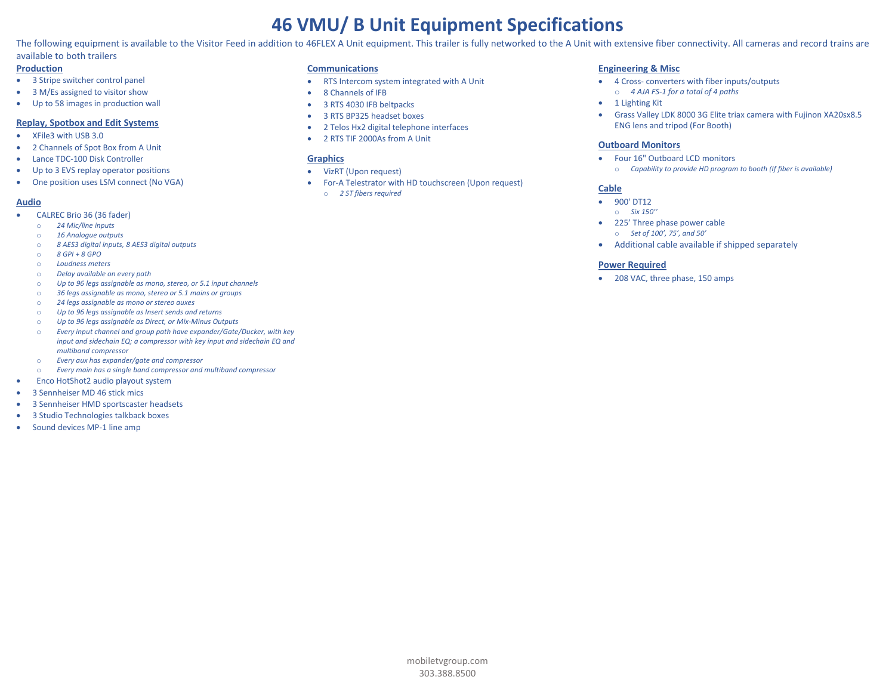# 46 VMU/ B Unit Equipment Specifications

The following equipment is available to the Visitor Feed in addition to 46FLEX A Unit equipment. This trailer is fully networked to the A Unit with extensive fiber connectivity. All cameras and record trains are available to both trailers

## Production

- 3 Stripe switcher control panel
- 3 M/Es assigned to visitor show
- Up to 58 images in production wall

## Replay, Spotbox and Edit Systems

- XFile3 with USB 3.0
- 2 Channels of Spot Box from A Unit
- Lance TDC-100 Disk Controller
- Up to 3 EVS replay operator positions
- One position uses LSM connect (No VGA)

## Audio

- CALREC Brio 36 (36 fader)
  - *24 Mic/line inputs*
  - *16 Analogue outputs*
  - *8 AES3 digital inputs, 8 AES3 digital outputs*
  - *8 GPI + 8 GPO*
  - *Loudness meters*
  - *Delay available on every path*
  - *Up to 96 legs assignable as mono, stereo, or 5.1 input channels*
  - *36 legs assignable as mono, stereo or 5.1 mains or groups*
  - *24 legs assignable as mono or stereo auxes*
  - *Up to 96 legs assignable as Insert sends and returns*
  - *Up to 96 legs assignable as Direct, or Mix-Minus Outputs*
  - *Every input channel and group path have expander/Gate/Ducker, with key input and sidechain EQ; a compressor with key input and sidechain EQ and multiband compressor*
  - *Every aux has expander/gate and compressor*
  - *Every main has a single band compressor and multiband compressor*
- Enco HotShot2 audio playout system
- 3 Sennheiser MD 46 stick mics
- 3 Sennheiser HMD sportscaster headsets
- 3 Studio Technologies talkback boxes
- Sound devices MP-1 line amp

## Communications

- RTS Intercom system integrated with A Unit
- 8 Channels of IFB
- 3 RTS 4030 IFB beltpacks
- 3 RTS BP325 headset boxes
- 2 Telos Hx2 digital telephone interfaces
- 2 RTS TIF 2000As from A Unit

## Graphics

- VizRT (Upon request)
- For-A Telestrator with HD touchscreen (Upon request)
  - *2 ST fibers required*

## Engineering & Misc

- 4 Cross- converters with fiber inputs/outputs
  - *4 AJA FS-1 for a total of 4 paths*
- 1 Lighting Kit
- Grass Valley LDK 8000 3G Elite triax camera with Fujinon XA20sx8.5 ENG lens and tripod (For Booth)

## Outboard Monitors

- Four 16" Outboard LCD monitors
  - *Capability to provide HD program to booth (If fiber is available)*

## Cable

- 900' DT12
  - *Six 150''*
- 225' Three phase power cable
  - *Set of 100', 75', and 50'*
- Additional cable available if shipped separately

## Power Required

- 208 VAC, three phase, 150 amps

mobiletvgroup.com
303.388.8500